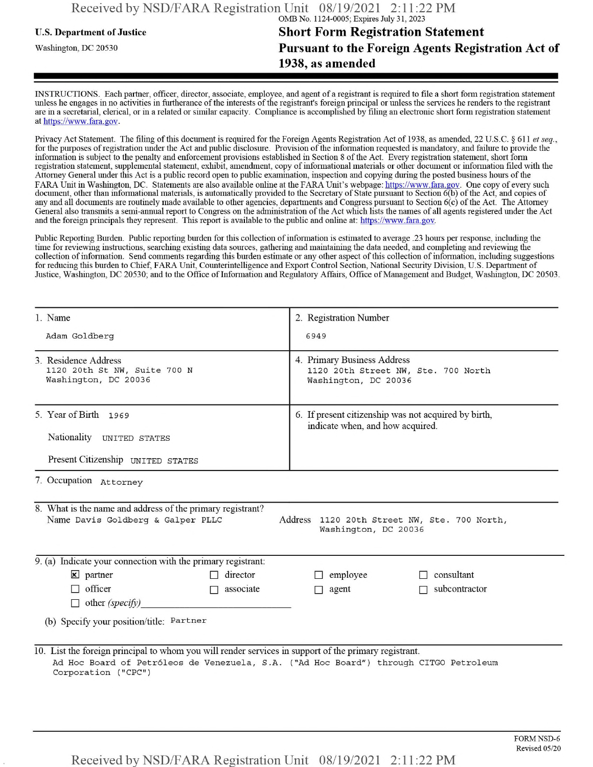OMB No. 1124-0005; Expires July 31, 2023

**U.S. Department of Justice**

Washington, DC 20530

# Short Form Registration Statement Pursuant to the Foreign Agents Registration Act of 1938, as amended

INSTRUCTIONS. Each partner, officer, director, associate, employee, and agent of a registrant is required to file a short form registration statement unless he engages in no activities in furtherance of the interests of the registrant's foreign principal or unless the services he renders to the registrant are in a secretarial, clerical, or in a related or similar capacity. Compliance is accomplished by filing an electronic short form registration statement at https://www.fara.gov.

Privacy Act Statement. The filing of this document is required for the Foreign Agents Registration Act of 1938, as amended, 22 U.S.C. § 611 *et seq.*, for the purposes of registration under the Act and public disclosure. Provision of the information requested is mandatory, and failure to provide the information is subject to the penalty and enforcement provisions established in Section 8 of the Act. Every registration statement, short form registration statement, supplemental statement, exhibit, amendment, copy of informational materials or other document or information filed with the Attorney General under this Act is a public record open to public examination, inspection and copying during the posted business hours of the FARA Unit in Washington, DC. Statements are also available online at the FARA Unit's webpage: https://www.fara.gov. One copy of every such document, other than informational materials, is automatically provided to the Secretary of State pursuant to Section 6(b) of the Act, and copies of any and all documents are routinely made available to other agencies, departments and Congress pursuant to Section 6(c) of the Act. The Attorney General also transmits a semi-annual report to Congress on the administration of the Act which lists the names of all agents registered under the Act and the foreign principals they represent. This report is available to the public and online at: https://www.fara.gov.

Public Reporting Burden. Public reporting burden for this collection of information is estimated to average .23 hours per response, including the time for reviewing instructions, searching existing data sources, gathering and maintaining the data needed, and completing and reviewing the collection of information. Send comments regarding this burden estimate or any other aspect of this collection of information, including suggestions for reducing this burden to Chief, FARA Unit, Counterintelligence and Export Control Section, National Security Division, U.S. Department of Justice, Washington, DC 20530; and to the Office of Information and Regulatory Affairs, Office of Management and Budget, Washington, DC 20503.

| 1. Name | 2. Registration Number |
|---|---|
| Adam Goldberg | 6949 |
| **3. Residence Address** | **4. Primary Business Address** |
| 1120 20th St NW, Suite 700 N<br>Washington, DC 20036 | 1120 20th Street NW, Ste. 700 North<br>Washington, DC 20036 |
| **5. Year of Birth** 1969<br>Nationality UNITED STATES<br>Present Citizenship UNITED STATES | **6. If present citizenship was not acquired by birth, indicate when, and how acquired.** |

7. Occupation Attorney

8. What is the name and address of the primary registrant?

Name Davis Goldberg & Galper PLLC

Address 1120 20th Street NW, Ste. 700 North, Washington, DC 20036

9. (a) Indicate your connection with the primary registrant:

- [x] partner
- [ ] director
- [ ] employee
- [ ] consultant
- [ ] officer
- [ ] associate
- [ ] agent
- [ ] subcontractor
- [ ] other *(specify)*

(b) Specify your position/title: Partner

10. List the foreign principal to whom you will render services in support of the primary registrant.

Ad Hoc Board of Petróleos de Venezuela, S.A. ("Ad Hoc Board") through CITGO Petroleum Corporation ("CPC")

FORM NSD-6
Revised 05/20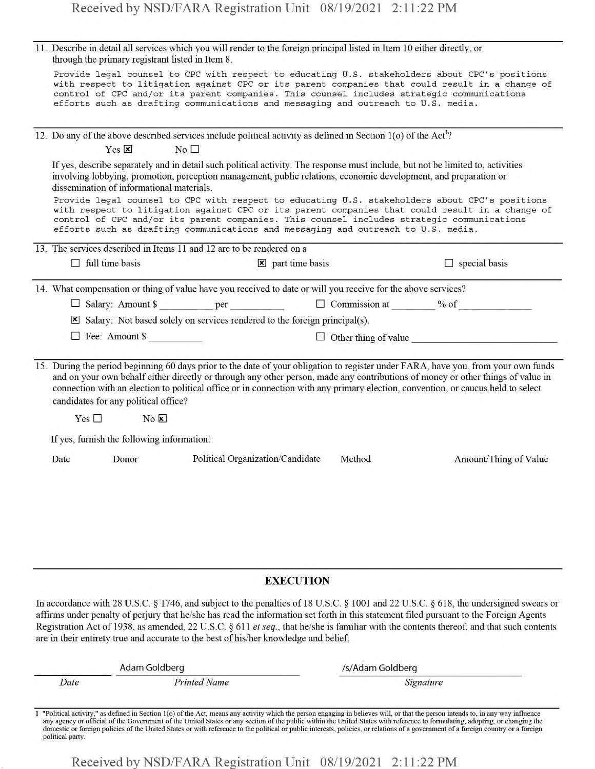11. Describe in detail all services which you will render to the foreign principal listed in Item 10 either directly, or through the primary registrant listed in Item 8.

    Provide legal counsel to CPC with respect to educating U.S. stakeholders about CPC's positions with respect to litigation against CPC or its parent companies that could result in a change of control of CPC and/or its parent companies. This counsel includes strategic communications efforts such as drafting communications and messaging and outreach to U.S. media.

12. Do any of the above described services include political activity as defined in Section 1(o) of the Act[1]?

    Yes ☒ No ☐

    If yes, describe separately and in detail such political activity. The response must include, but not be limited to, activities involving lobbying, promotion, perception management, public relations, economic development, and preparation or dissemination of informational materials.

    Provide legal counsel to CPC with respect to educating U.S. stakeholders about CPC's positions with respect to litigation against CPC or its parent companies that could result in a change of control of CPC and/or its parent companies. This counsel includes strategic communications efforts such as drafting communications and messaging and outreach to U.S. media.

13. The services described in Items 11 and 12 are to be rendered on a

    ☐ full time basis ☒ part time basis ☐ special basis

14. What compensation or thing of value have you received to date or will you receive for the above services?

    ☐ Salary: Amount $ \_\_\_\_\_\_ per \_\_\_\_\_\_ ☐ Commission at \_\_\_\_\_\_ % of \_\_\_\_\_\_

    ☒ Salary: Not based solely on services rendered to the foreign principal(s).

    ☐ Fee: Amount $ \_\_\_\_\_\_ ☐ Other thing of value \_\_\_\_\_\_

15. During the period beginning 60 days prior to the date of your obligation to register under FARA, have you, from your own funds and on your own behalf either directly or through any other person, made any contributions of money or other things of value in connection with an election to political office or in connection with any primary election, convention, or caucus held to select candidates for any political office?

    Yes ☐ No ☒

    If yes, furnish the following information:

| Date | Donor | Political Organization/Candidate | Method | Amount/Thing of Value |
|---|---|---|---|---|

## EXECUTION

In accordance with 28 U.S.C. § 1746, and subject to the penalties of 18 U.S.C. § 1001 and 22 U.S.C. § 618, the undersigned swears or affirms under penalty of perjury that he/she has read the information set forth in this statement filed pursuant to the Foreign Agents Registration Act of 1938, as amended, 22 U.S.C. § 611 *et seq.*, that he/she is familiar with the contents thereof, and that such contents are in their entirety true and accurate to the best of his/her knowledge and belief.

| Date | Printed Name | Signature |
|---|---|---|
| | Adam Goldberg | /s/Adam Goldberg |

[1] "Political activity," as defined in Section 1(o) of the Act, means any activity which the person engaging in believes will, or that the person intends to, in any way influence any agency or official of the Government of the United States or any section of the public within the United States with reference to formulating, adopting, or changing the domestic or foreign policies of the United States or with reference to the political or public interests, policies, or relations of a government of a foreign country or a foreign political party.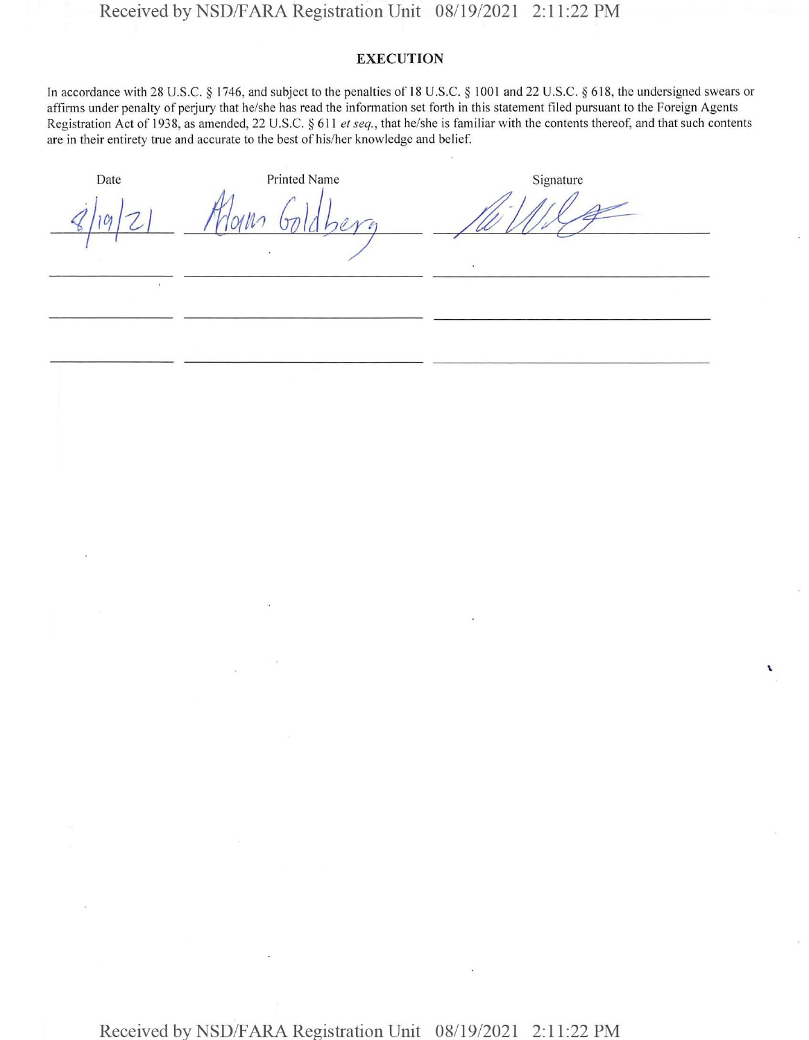## EXECUTION

In accordance with 28 U.S.C. § 1746, and subject to the penalties of 18 U.S.C. § 1001 and 22 U.S.C. § 618, the undersigned swears or affirms under penalty of perjury that he/she has read the information set forth in this statement filed pursuant to the Foreign Agents Registration Act of 1938, as amended, 22 U.S.C. § 611 *et seq.*, that he/she is familiar with the contents thereof, and that such contents are in their entirety true and accurate to the best of his/her knowledge and belief.

| Date | Printed Name | Signature |
|---|---|---|
| 8/19/21 | Adam Goldberg | [signature] |
| | | |
| | | |
| | | |